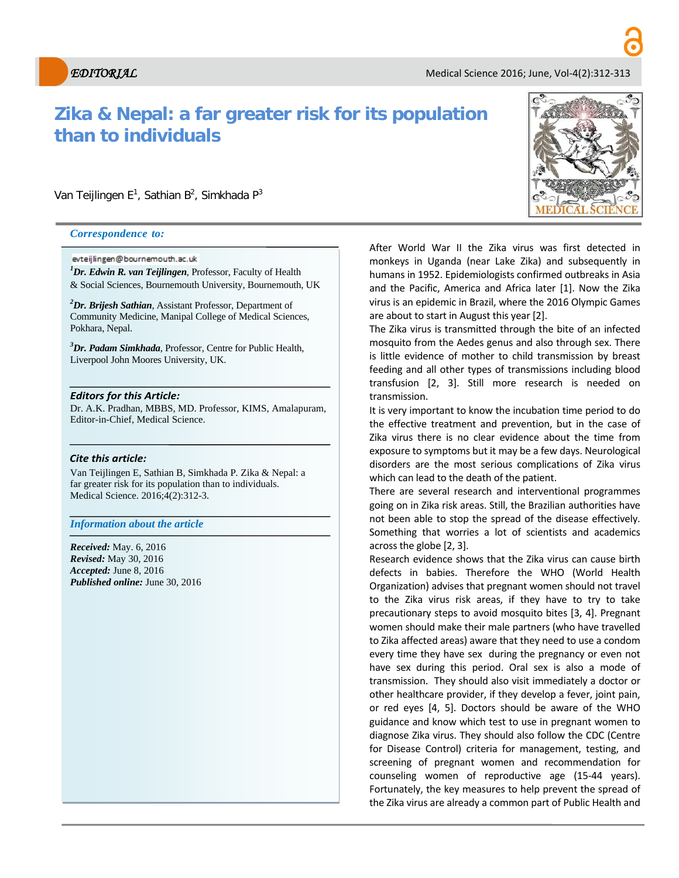EDITORIAL

# Zika & Nepal: a far greater risk for its population than to individuals

Van Teijlingen E[1], Sathian B[2], Simkhada P[3]

***Correspondence to:***

evteijlingen@bournemouth.ac.uk

[1]***Dr. Edwin R. van Teijlingen***, Professor, Faculty of Health & Social Sciences, Bournemouth University, Bournemouth, UK

[2]***Dr. Brijesh Sathian***, Assistant Professor, Department of Community Medicine, Manipal College of Medical Sciences, Pokhara, Nepal.

[3]***Dr. Padam Simkhada***, Professor, Centre for Public Health, Liverpool John Moores University, UK.

***Editors for this Article:***

Dr. A.K. Pradhan, MBBS, MD. Professor, KIMS, Amalapuram, Editor-in-Chief, Medical Science.

***Cite this article:***

Van Teijlingen E, Sathian B, Simkhada P. Zika & Nepal: a far greater risk for its population than to individuals. Medical Science. 2016;4(2):312-3.

***Information about the article***

***Received:*** May. 6, 2016
***Revised:*** May 30, 2016
***Accepted:*** June 8, 2016
***Published online:*** June 30, 2016

After World War II the Zika virus was first detected in monkeys in Uganda (near Lake Zika) and subsequently in humans in 1952. Epidemiologists confirmed outbreaks in Asia and the Pacific, America and Africa later [1]. Now the Zika virus is an epidemic in Brazil, where the 2016 Olympic Games are about to start in August this year [2].

The Zika virus is transmitted through the bite of an infected mosquito from the Aedes genus and also through sex. There is little evidence of mother to child transmission by breast feeding and all other types of transmissions including blood transfusion [2, 3]. Still more research is needed on transmission.

It is very important to know the incubation time period to do the effective treatment and prevention, but in the case of Zika virus there is no clear evidence about the time from exposure to symptoms but it may be a few days. Neurological disorders are the most serious complications of Zika virus which can lead to the death of the patient.

There are several research and interventional programmes going on in Zika risk areas. Still, the Brazilian authorities have not been able to stop the spread of the disease effectively. Something that worries a lot of scientists and academics across the globe [2, 3].

Research evidence shows that the Zika virus can cause birth defects in babies. Therefore the WHO (World Health Organization) advises that pregnant women should not travel to the Zika virus risk areas, if they have to try to take precautionary steps to avoid mosquito bites [3, 4]. Pregnant women should make their male partners (who have travelled to Zika affected areas) aware that they need to use a condom every time they have sex during the pregnancy or even not have sex during this period. Oral sex is also a mode of transmission. They should also visit immediately a doctor or other healthcare provider, if they develop a fever, joint pain, or red eyes [4, 5]. Doctors should be aware of the WHO guidance and know which test to use in pregnant women to diagnose Zika virus. They should also follow the CDC (Centre for Disease Control) criteria for management, testing, and screening of pregnant women and recommendation for counseling women of reproductive age (15-44 years). Fortunately, the key measures to help prevent the spread of the Zika virus are already a common part of Public Health and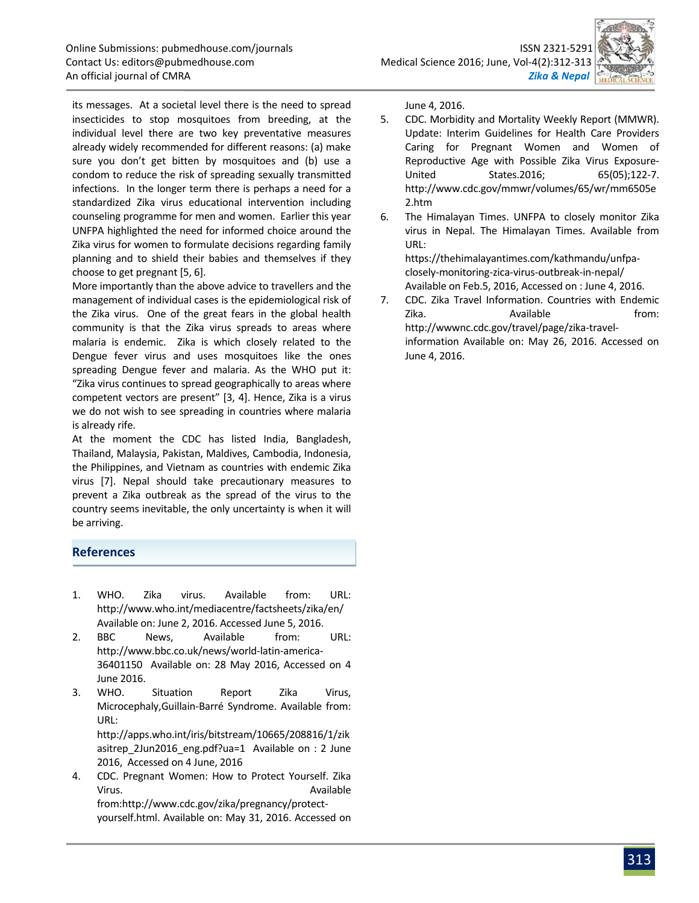its messages. At a societal level there is the need to spread insecticides to stop mosquitoes from breeding, at the individual level there are two key preventative measures already widely recommended for different reasons: (a) make sure you don't get bitten by mosquitoes and (b) use a condom to reduce the risk of spreading sexually transmitted infections. In the longer term there is perhaps a need for a standardized Zika virus educational intervention including counseling programme for men and women. Earlier this year UNFPA highlighted the need for informed choice around the Zika virus for women to formulate decisions regarding family planning and to shield their babies and themselves if they choose to get pregnant [5, 6].

More importantly than the above advice to travellers and the management of individual cases is the epidemiological risk of the Zika virus. One of the great fears in the global health community is that the Zika virus spreads to areas where malaria is endemic. Zika is which closely related to the Dengue fever virus and uses mosquitoes like the ones spreading Dengue fever and malaria. As the WHO put it: "Zika virus continues to spread geographically to areas where competent vectors are present" [3, 4]. Hence, Zika is a virus we do not wish to see spreading in countries where malaria is already rife.

At the moment the CDC has listed India, Bangladesh, Thailand, Malaysia, Pakistan, Maldives, Cambodia, Indonesia, the Philippines, and Vietnam as countries with endemic Zika virus [7]. Nepal should take precautionary measures to prevent a Zika outbreak as the spread of the virus to the country seems inevitable, the only uncertainty is when it will be arriving.

## References

1. WHO. Zika virus. Available from: URL: http://www.who.int/mediacentre/factsheets/zika/en/ Available on: June 2, 2016. Accessed June 5, 2016.
2. BBC News, Available from: URL: http://www.bbc.co.uk/news/world-latin-america-36401150 Available on: 28 May 2016, Accessed on 4 June 2016.
3. WHO. Situation Report Zika Virus, Microcephaly,Guillain-Barré Syndrome. Available from: URL: http://apps.who.int/iris/bitstream/10665/208816/1/zikasitrep_2Jun2016_eng.pdf?ua=1 Available on : 2 June 2016, Accessed on 4 June, 2016
4. CDC. Pregnant Women: How to Protect Yourself. Zika Virus. Available from:http://www.cdc.gov/zika/pregnancy/protect-yourself.html. Available on: May 31, 2016. Accessed on June 4, 2016.
5. CDC. Morbidity and Mortality Weekly Report (MMWR). Update: Interim Guidelines for Health Care Providers Caring for Pregnant Women and Women of Reproductive Age with Possible Zika Virus Exposure-United States.2016; 65(05);122-7. http://www.cdc.gov/mmwr/volumes/65/wr/mm6505e2.htm
6. The Himalayan Times. UNFPA to closely monitor Zika virus in Nepal. The Himalayan Times. Available from URL: https://thehimalayantimes.com/kathmandu/unfpa-closely-monitoring-zica-virus-outbreak-in-nepal/ Available on Feb.5, 2016, Accessed on : June 4, 2016.
7. CDC. Zika Travel Information. Countries with Endemic Zika. Available from: http://wwwnc.cdc.gov/travel/page/zika-travel-information Available on: May 26, 2016. Accessed on June 4, 2016.